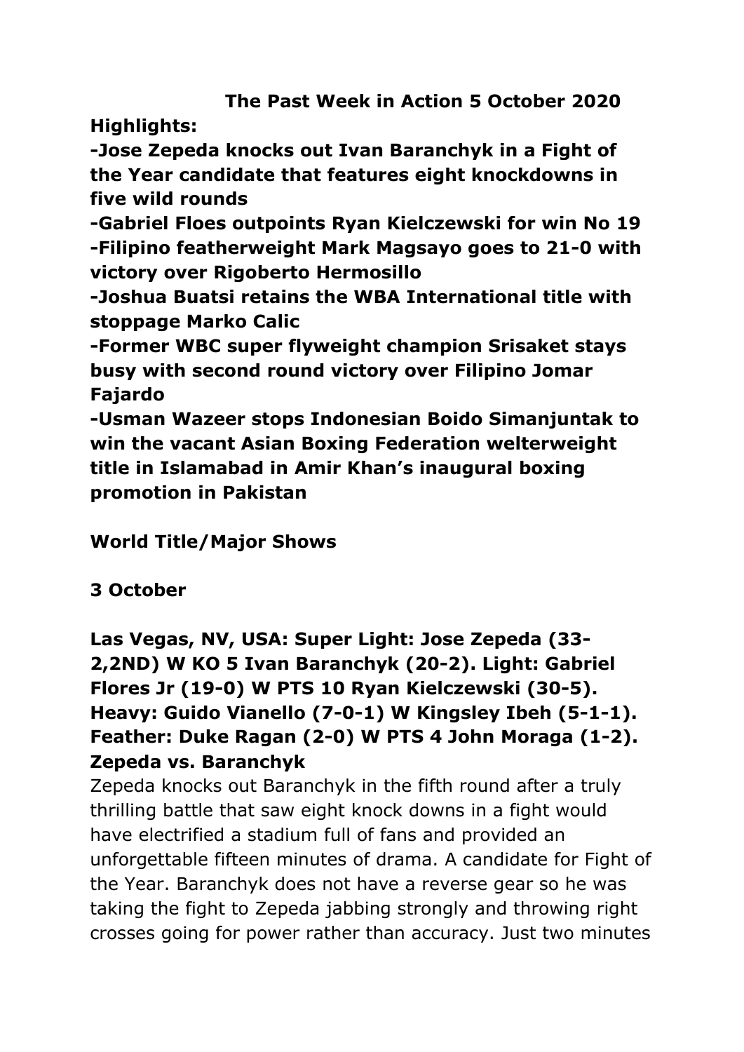# The Past Week in Action 5 October 2020

**Highlights:**

**-Jose Zepeda knocks out Ivan Baranchyk in a Fight of the Year candidate that features eight knockdowns in five wild rounds**

**-Gabriel Floes outpoints Ryan Kielczewski for win No 19**

**-Filipino featherweight Mark Magsayo goes to 21-0 with victory over Rigoberto Hermosillo**

**-Joshua Buatsi retains the WBA International title with stoppage Marko Calic**

**-Former WBC super flyweight champion Srisaket stays busy with second round victory over Filipino Jomar Fajardo**

**-Usman Wazeer stops Indonesian Boido Simanjuntak to win the vacant Asian Boxing Federation welterweight title in Islamabad in Amir Khan's inaugural boxing promotion in Pakistan**

## World Title/Major Shows

### 3 October

**Las Vegas, NV, USA: Super Light: Jose Zepeda (33-2,2ND) W KO 5 Ivan Baranchyk (20-2). Light: Gabriel Flores Jr (19-0) W PTS 10 Ryan Kielczewski (30-5). Heavy: Guido Vianello (7-0-1) W Kingsley Ibeh (5-1-1). Feather: Duke Ragan (2-0) W PTS 4 John Moraga (1-2).**

**Zepeda vs. Baranchyk**

Zepeda knocks out Baranchyk in the fifth round after a truly thrilling battle that saw eight knock downs in a fight would have electrified a stadium full of fans and provided an unforgettable fifteen minutes of drama. A candidate for Fight of the Year. Baranchyk does not have a reverse gear so he was taking the fight to Zepeda jabbing strongly and throwing right crosses going for power rather than accuracy. Just two minutes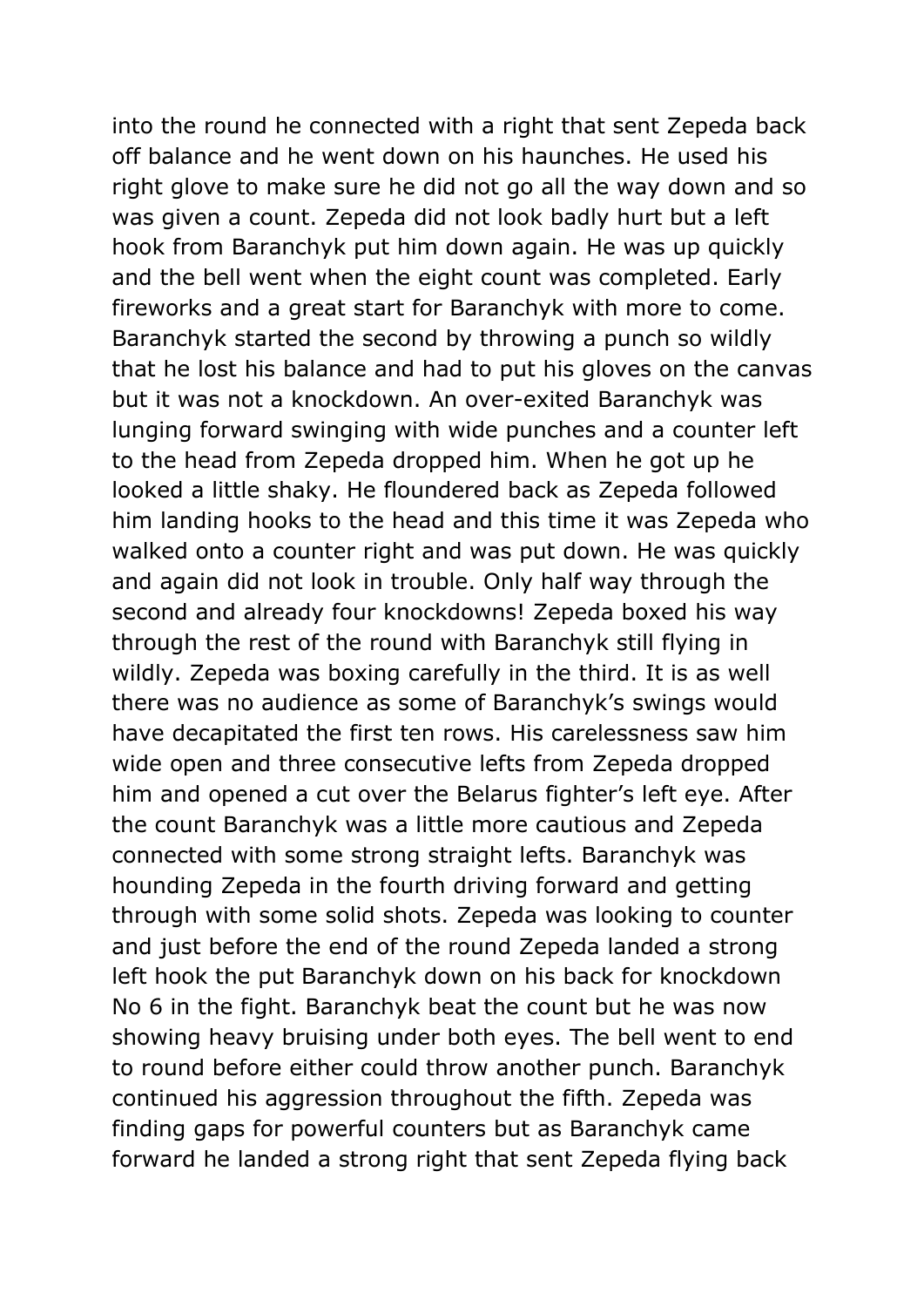into the round he connected with a right that sent Zepeda back off balance and he went down on his haunches. He used his right glove to make sure he did not go all the way down and so was given a count. Zepeda did not look badly hurt but a left hook from Baranchyk put him down again. He was up quickly and the bell went when the eight count was completed. Early fireworks and a great start for Baranchyk with more to come. Baranchyk started the second by throwing a punch so wildly that he lost his balance and had to put his gloves on the canvas but it was not a knockdown. An over-exited Baranchyk was lunging forward swinging with wide punches and a counter left to the head from Zepeda dropped him. When he got up he looked a little shaky. He floundered back as Zepeda followed him landing hooks to the head and this time it was Zepeda who walked onto a counter right and was put down. He was quickly and again did not look in trouble. Only half way through the second and already four knockdowns! Zepeda boxed his way through the rest of the round with Baranchyk still flying in wildly. Zepeda was boxing carefully in the third. It is as well there was no audience as some of Baranchyk's swings would have decapitated the first ten rows. His carelessness saw him wide open and three consecutive lefts from Zepeda dropped him and opened a cut over the Belarus fighter's left eye. After the count Baranchyk was a little more cautious and Zepeda connected with some strong straight lefts. Baranchyk was hounding Zepeda in the fourth driving forward and getting through with some solid shots. Zepeda was looking to counter and just before the end of the round Zepeda landed a strong left hook the put Baranchyk down on his back for knockdown No 6 in the fight. Baranchyk beat the count but he was now showing heavy bruising under both eyes. The bell went to end to round before either could throw another punch. Baranchyk continued his aggression throughout the fifth. Zepeda was finding gaps for powerful counters but as Baranchyk came forward he landed a strong right that sent Zepeda flying back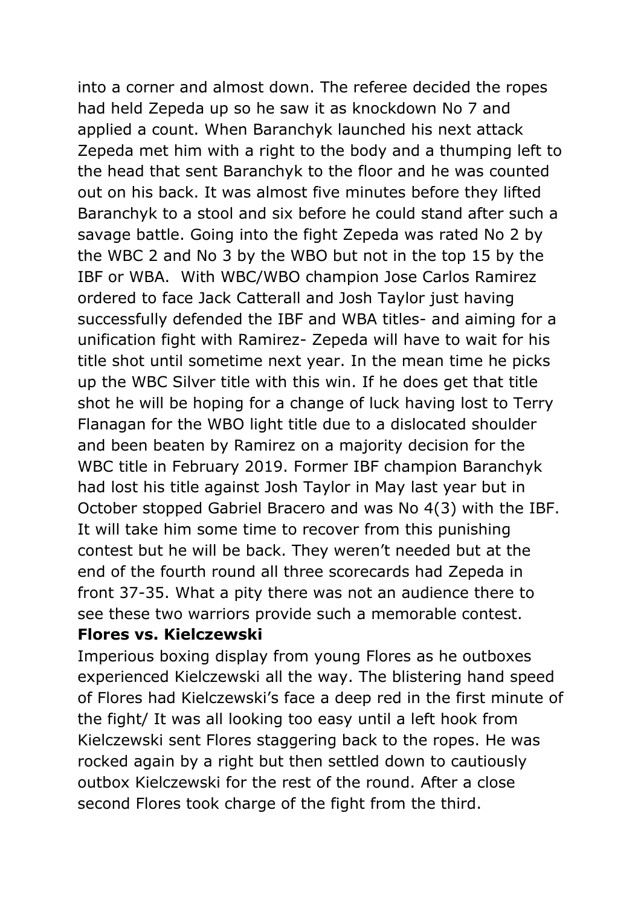into a corner and almost down. The referee decided the ropes had held Zepeda up so he saw it as knockdown No 7 and applied a count. When Baranchyk launched his next attack Zepeda met him with a right to the body and a thumping left to the head that sent Baranchyk to the floor and he was counted out on his back. It was almost five minutes before they lifted Baranchyk to a stool and six before he could stand after such a savage battle. Going into the fight Zepeda was rated No 2 by the WBC 2 and No 3 by the WBO but not in the top 15 by the IBF or WBA.  With WBC/WBO champion Jose Carlos Ramirez ordered to face Jack Catterall and Josh Taylor just having successfully defended the IBF and WBA titles- and aiming for a unification fight with Ramirez- Zepeda will have to wait for his title shot until sometime next year. In the mean time he picks up the WBC Silver title with this win. If he does get that title shot he will be hoping for a change of luck having lost to Terry Flanagan for the WBO light title due to a dislocated shoulder and been beaten by Ramirez on a majority decision for the WBC title in February 2019. Former IBF champion Baranchyk had lost his title against Josh Taylor in May last year but in October stopped Gabriel Bracero and was No 4(3) with the IBF. It will take him some time to recover from this punishing contest but he will be back. They weren't needed but at the end of the fourth round all three scorecards had Zepeda in front 37-35. What a pity there was not an audience there to see these two warriors provide such a memorable contest.

**Flores vs. Kielczewski**

Imperious boxing display from young Flores as he outboxes experienced Kielczewski all the way. The blistering hand speed of Flores had Kielczewski's face a deep red in the first minute of the fight/ It was all looking too easy until a left hook from Kielczewski sent Flores staggering back to the ropes. He was rocked again by a right but then settled down to cautiously outbox Kielczewski for the rest of the round. After a close second Flores took charge of the fight from the third.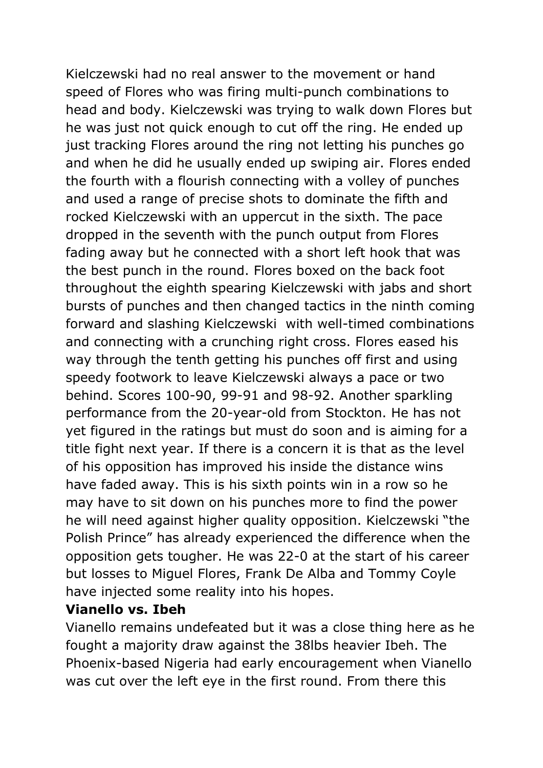Kielczewski had no real answer to the movement or hand speed of Flores who was firing multi-punch combinations to head and body. Kielczewski was trying to walk down Flores but he was just not quick enough to cut off the ring. He ended up just tracking Flores around the ring not letting his punches go and when he did he usually ended up swiping air. Flores ended the fourth with a flourish connecting with a volley of punches and used a range of precise shots to dominate the fifth and rocked Kielczewski with an uppercut in the sixth. The pace dropped in the seventh with the punch output from Flores fading away but he connected with a short left hook that was the best punch in the round. Flores boxed on the back foot throughout the eighth spearing Kielczewski with jabs and short bursts of punches and then changed tactics in the ninth coming forward and slashing Kielczewski with well-timed combinations and connecting with a crunching right cross. Flores eased his way through the tenth getting his punches off first and using speedy footwork to leave Kielczewski always a pace or two behind. Scores 100-90, 99-91 and 98-92. Another sparkling performance from the 20-year-old from Stockton. He has not yet figured in the ratings but must do soon and is aiming for a title fight next year. If there is a concern it is that as the level of his opposition has improved his inside the distance wins have faded away. This is his sixth points win in a row so he may have to sit down on his punches more to find the power he will need against higher quality opposition. Kielczewski "the Polish Prince" has already experienced the difference when the opposition gets tougher. He was 22-0 at the start of his career but losses to Miguel Flores, Frank De Alba and Tommy Coyle have injected some reality into his hopes.

**Vianello vs. Ibeh**

Vianello remains undefeated but it was a close thing here as he fought a majority draw against the 38lbs heavier Ibeh. The Phoenix-based Nigeria had early encouragement when Vianello was cut over the left eye in the first round. From there this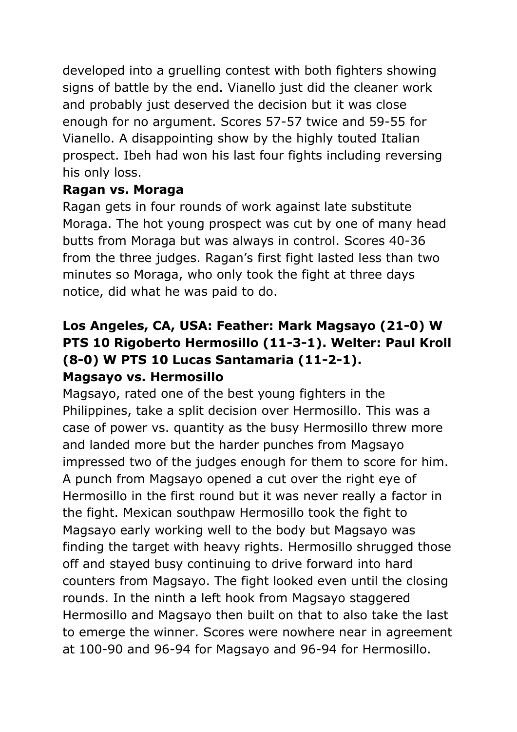developed into a gruelling contest with both fighters showing signs of battle by the end. Vianello just did the cleaner work and probably just deserved the decision but it was close enough for no argument. Scores 57-57 twice and 59-55 for Vianello. A disappointing show by the highly touted Italian prospect. Ibeh had won his last four fights including reversing his only loss.

**Ragan vs. Moraga**

Ragan gets in four rounds of work against late substitute Moraga. The hot young prospect was cut by one of many head butts from Moraga but was always in control. Scores 40-36 from the three judges. Ragan's first fight lasted less than two minutes so Moraga, who only took the fight at three days notice, did what he was paid to do.

**Los Angeles, CA, USA: Feather: Mark Magsayo (21-0) W PTS 10 Rigoberto Hermosillo (11-3-1). Welter: Paul Kroll (8-0) W PTS 10 Lucas Santamaria (11-2-1).**

**Magsayo vs. Hermosillo**

Magsayo, rated one of the best young fighters in the Philippines, take a split decision over Hermosillo. This was a case of power vs. quantity as the busy Hermosillo threw more and landed more but the harder punches from Magsayo impressed two of the judges enough for them to score for him. A punch from Magsayo opened a cut over the right eye of Hermosillo in the first round but it was never really a factor in the fight. Mexican southpaw Hermosillo took the fight to Magsayo early working well to the body but Magsayo was finding the target with heavy rights. Hermosillo shrugged those off and stayed busy continuing to drive forward into hard counters from Magsayo. The fight looked even until the closing rounds. In the ninth a left hook from Magsayo staggered Hermosillo and Magsayo then built on that to also take the last to emerge the winner. Scores were nowhere near in agreement at 100-90 and 96-94 for Magsayo and 96-94 for Hermosillo.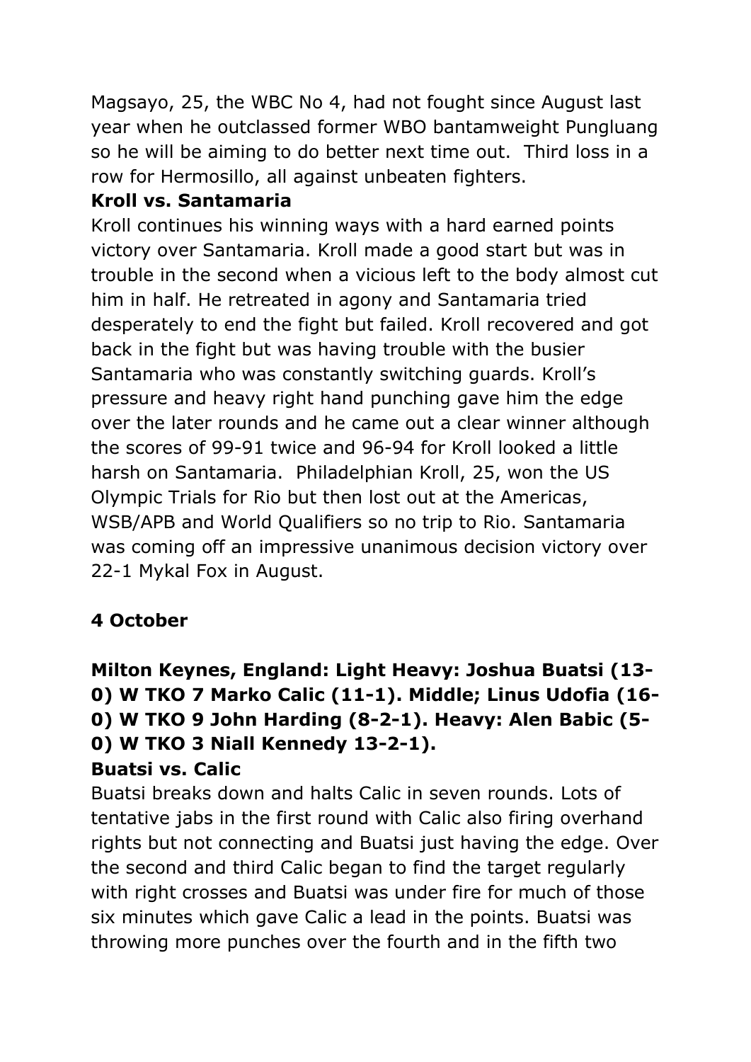Magsayo, 25, the WBC No 4, had not fought since August last year when he outclassed former WBO bantamweight Pungluang so he will be aiming to do better next time out.  Third loss in a row for Hermosillo, all against unbeaten fighters.

**Kroll vs. Santamaria**

Kroll continues his winning ways with a hard earned points victory over Santamaria. Kroll made a good start but was in trouble in the second when a vicious left to the body almost cut him in half. He retreated in agony and Santamaria tried desperately to end the fight but failed. Kroll recovered and got back in the fight but was having trouble with the busier Santamaria who was constantly switching guards. Kroll's pressure and heavy right hand punching gave him the edge over the later rounds and he came out a clear winner although the scores of 99-91 twice and 96-94 for Kroll looked a little harsh on Santamaria.  Philadelphian Kroll, 25, won the US Olympic Trials for Rio but then lost out at the Americas, WSB/APB and World Qualifiers so no trip to Rio. Santamaria was coming off an impressive unanimous decision victory over 22-1 Mykal Fox in August.

**4 October**

**Milton Keynes, England: Light Heavy: Joshua Buatsi (13-0) W TKO 7 Marko Calic (11-1). Middle; Linus Udofia (16-0) W TKO 9 John Harding (8-2-1). Heavy: Alen Babic (5-0) W TKO 3 Niall Kennedy 13-2-1).**

**Buatsi vs. Calic**

Buatsi breaks down and halts Calic in seven rounds. Lots of tentative jabs in the first round with Calic also firing overhand rights but not connecting and Buatsi just having the edge. Over the second and third Calic began to find the target regularly with right crosses and Buatsi was under fire for much of those six minutes which gave Calic a lead in the points. Buatsi was throwing more punches over the fourth and in the fifth two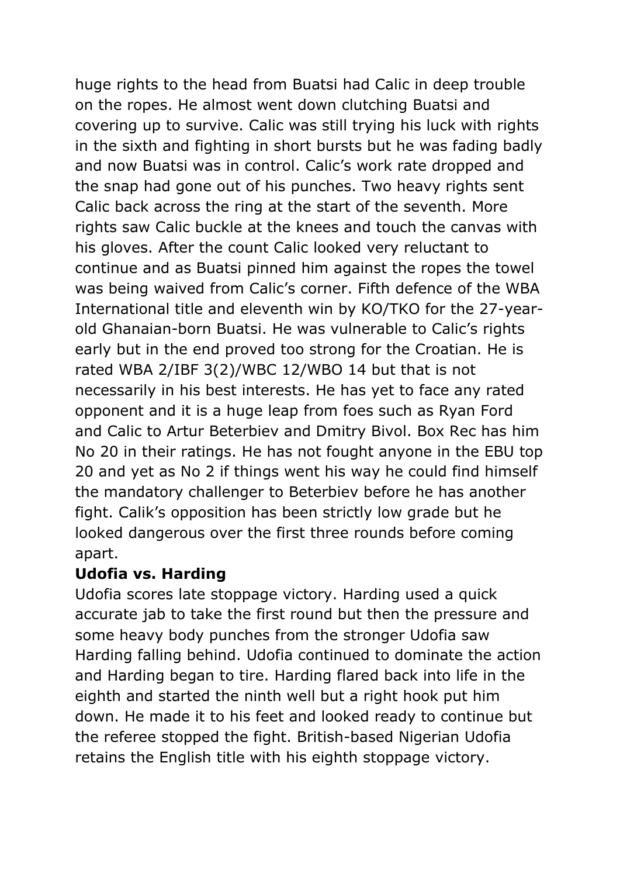huge rights to the head from Buatsi had Calic in deep trouble on the ropes. He almost went down clutching Buatsi and covering up to survive. Calic was still trying his luck with rights in the sixth and fighting in short bursts but he was fading badly and now Buatsi was in control. Calic's work rate dropped and the snap had gone out of his punches. Two heavy rights sent Calic back across the ring at the start of the seventh. More rights saw Calic buckle at the knees and touch the canvas with his gloves. After the count Calic looked very reluctant to continue and as Buatsi pinned him against the ropes the towel was being waived from Calic's corner. Fifth defence of the WBA International title and eleventh win by KO/TKO for the 27-year-old Ghanaian-born Buatsi. He was vulnerable to Calic's rights early but in the end proved too strong for the Croatian. He is rated WBA 2/IBF 3(2)/WBC 12/WBO 14 but that is not necessarily in his best interests. He has yet to face any rated opponent and it is a huge leap from foes such as Ryan Ford and Calic to Artur Beterbiev and Dmitry Bivol. Box Rec has him No 20 in their ratings. He has not fought anyone in the EBU top 20 and yet as No 2 if things went his way he could find himself the mandatory challenger to Beterbiev before he has another fight. Calik's opposition has been strictly low grade but he looked dangerous over the first three rounds before coming apart.

**Udofia vs. Harding**

Udofia scores late stoppage victory. Harding used a quick accurate jab to take the first round but then the pressure and some heavy body punches from the stronger Udofia saw Harding falling behind. Udofia continued to dominate the action and Harding began to tire. Harding flared back into life in the eighth and started the ninth well but a right hook put him down. He made it to his feet and looked ready to continue but the referee stopped the fight. British-based Nigerian Udofia retains the English title with his eighth stoppage victory.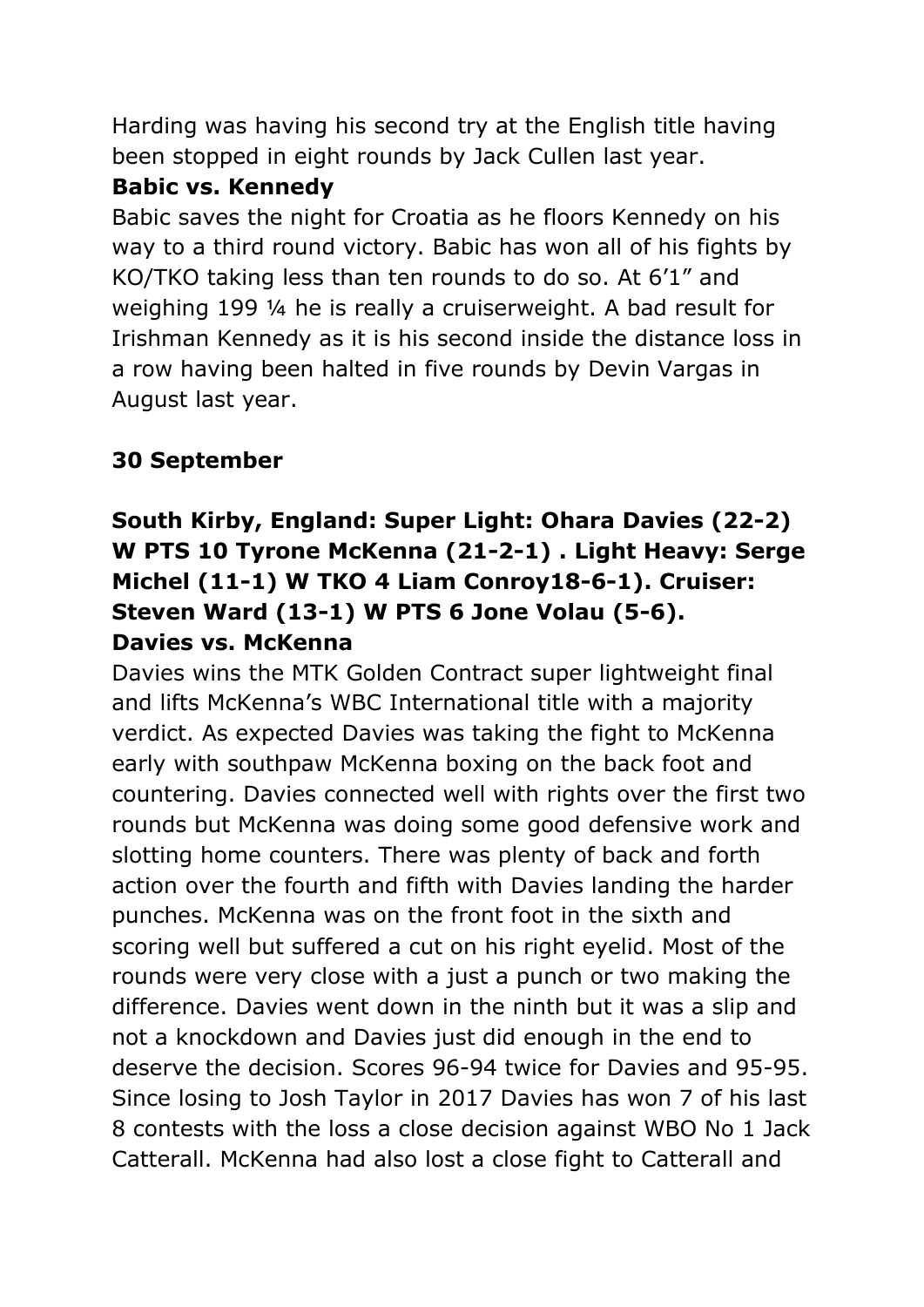Harding was having his second try at the English title having been stopped in eight rounds by Jack Cullen last year.

**Babic vs. Kennedy**

Babic saves the night for Croatia as he floors Kennedy on his way to a third round victory. Babic has won all of his fights by KO/TKO taking less than ten rounds to do so. At 6’1” and weighing 199 ¼ he is really a cruiserweight. A bad result for Irishman Kennedy as it is his second inside the distance loss in a row having been halted in five rounds by Devin Vargas in August last year.

**30 September**

**South Kirby, England: Super Light: Ohara Davies (22-2) W PTS 10 Tyrone McKenna (21-2-1) . Light Heavy: Serge Michel (11-1) W TKO 4 Liam Conroy18-6-1). Cruiser: Steven Ward (13-1) W PTS 6 Jone Volau (5-6).**

**Davies vs. McKenna**

Davies wins the MTK Golden Contract super lightweight final and lifts McKenna’s WBC International title with a majority verdict. As expected Davies was taking the fight to McKenna early with southpaw McKenna boxing on the back foot and countering. Davies connected well with rights over the first two rounds but McKenna was doing some good defensive work and slotting home counters. There was plenty of back and forth action over the fourth and fifth with Davies landing the harder punches. McKenna was on the front foot in the sixth and scoring well but suffered a cut on his right eyelid. Most of the rounds were very close with a just a punch or two making the difference. Davies went down in the ninth but it was a slip and not a knockdown and Davies just did enough in the end to deserve the decision. Scores 96-94 twice for Davies and 95-95. Since losing to Josh Taylor in 2017 Davies has won 7 of his last 8 contests with the loss a close decision against WBO No 1 Jack Catterall. McKenna had also lost a close fight to Catterall and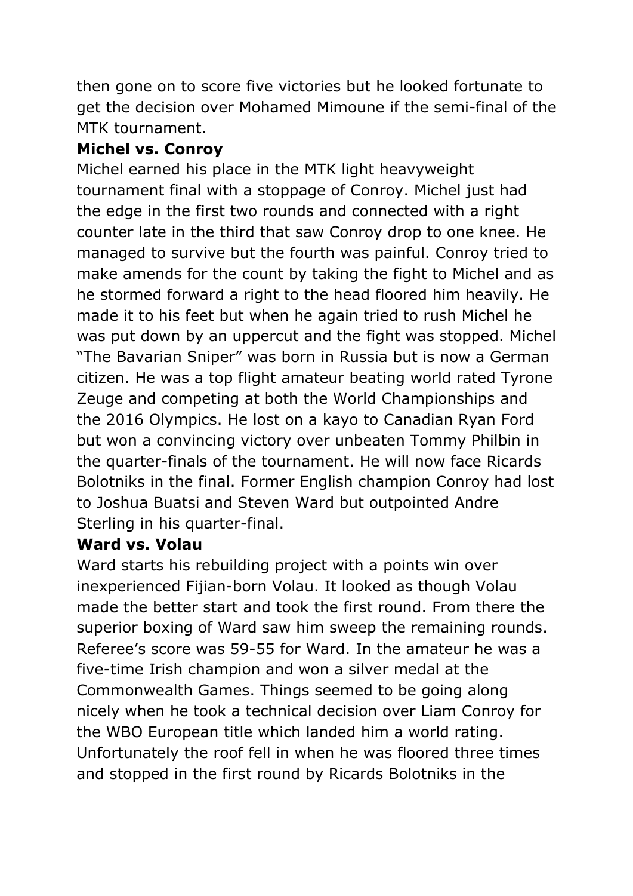then gone on to score five victories but he looked fortunate to get the decision over Mohamed Mimoune if the semi-final of the MTK tournament.

**Michel vs. Conroy**

Michel earned his place in the MTK light heavyweight tournament final with a stoppage of Conroy. Michel just had the edge in the first two rounds and connected with a right counter late in the third that saw Conroy drop to one knee. He managed to survive but the fourth was painful. Conroy tried to make amends for the count by taking the fight to Michel and as he stormed forward a right to the head floored him heavily. He made it to his feet but when he again tried to rush Michel he was put down by an uppercut and the fight was stopped. Michel "The Bavarian Sniper" was born in Russia but is now a German citizen. He was a top flight amateur beating world rated Tyrone Zeuge and competing at both the World Championships and the 2016 Olympics. He lost on a kayo to Canadian Ryan Ford but won a convincing victory over unbeaten Tommy Philbin in the quarter-finals of the tournament. He will now face Ricards Bolotniks in the final. Former English champion Conroy had lost to Joshua Buatsi and Steven Ward but outpointed Andre Sterling in his quarter-final.

**Ward vs. Volau**

Ward starts his rebuilding project with a points win over inexperienced Fijian-born Volau. It looked as though Volau made the better start and took the first round. From there the superior boxing of Ward saw him sweep the remaining rounds. Referee's score was 59-55 for Ward. In the amateur he was a five-time Irish champion and won a silver medal at the Commonwealth Games. Things seemed to be going along nicely when he took a technical decision over Liam Conroy for the WBO European title which landed him a world rating. Unfortunately the roof fell in when he was floored three times and stopped in the first round by Ricards Bolotniks in the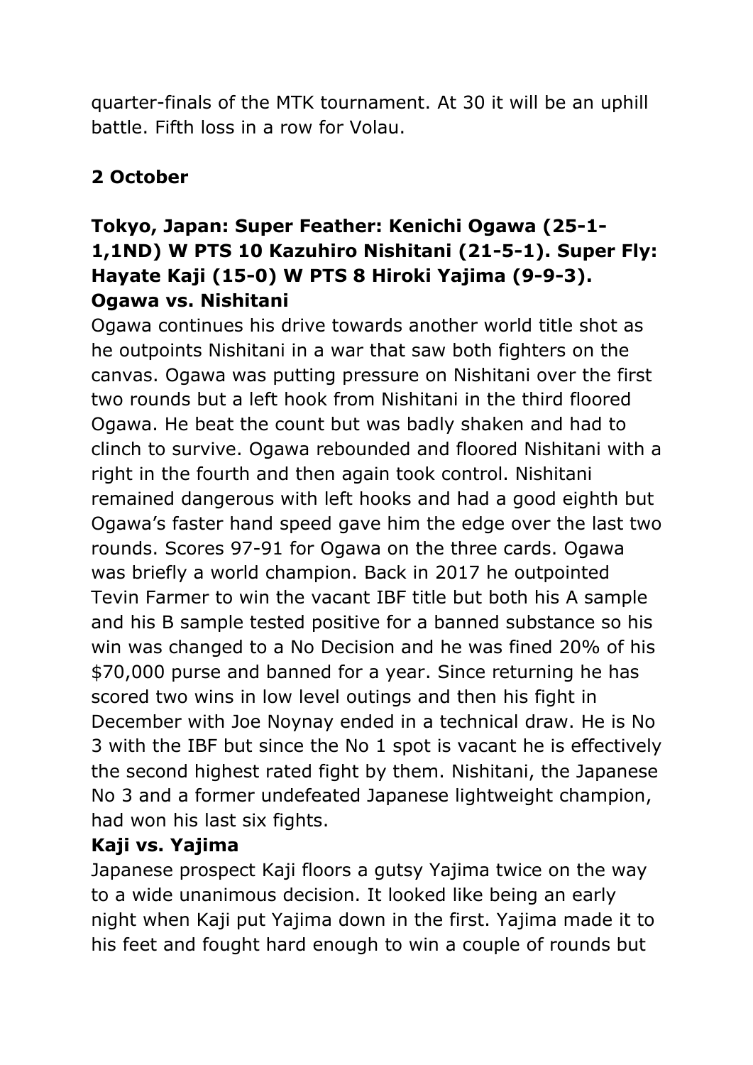quarter-finals of the MTK tournament. At 30 it will be an uphill battle. Fifth loss in a row for Volau.

## 2 October

### Tokyo, Japan: Super Feather: Kenichi Ogawa (25-1-1,1ND) W PTS 10 Kazuhiro Nishitani (21-5-1). Super Fly: Hayate Kaji (15-0) W PTS 8 Hiroki Yajima (9-9-3).

**Ogawa vs. Nishitani**

Ogawa continues his drive towards another world title shot as he outpoints Nishitani in a war that saw both fighters on the canvas. Ogawa was putting pressure on Nishitani over the first two rounds but a left hook from Nishitani in the third floored Ogawa. He beat the count but was badly shaken and had to clinch to survive. Ogawa rebounded and floored Nishitani with a right in the fourth and then again took control. Nishitani remained dangerous with left hooks and had a good eighth but Ogawa's faster hand speed gave him the edge over the last two rounds. Scores 97-91 for Ogawa on the three cards. Ogawa was briefly a world champion. Back in 2017 he outpointed Tevin Farmer to win the vacant IBF title but both his A sample and his B sample tested positive for a banned substance so his win was changed to a No Decision and he was fined 20% of his $70,000 purse and banned for a year. Since returning he has scored two wins in low level outings and then his fight in December with Joe Noynay ended in a technical draw. He is No 3 with the IBF but since the No 1 spot is vacant he is effectively the second highest rated fight by them. Nishitani, the Japanese No 3 and a former undefeated Japanese lightweight champion, had won his last six fights.

**Kaji vs. Yajima**

Japanese prospect Kaji floors a gutsy Yajima twice on the way to a wide unanimous decision. It looked like being an early night when Kaji put Yajima down in the first. Yajima made it to his feet and fought hard enough to win a couple of rounds but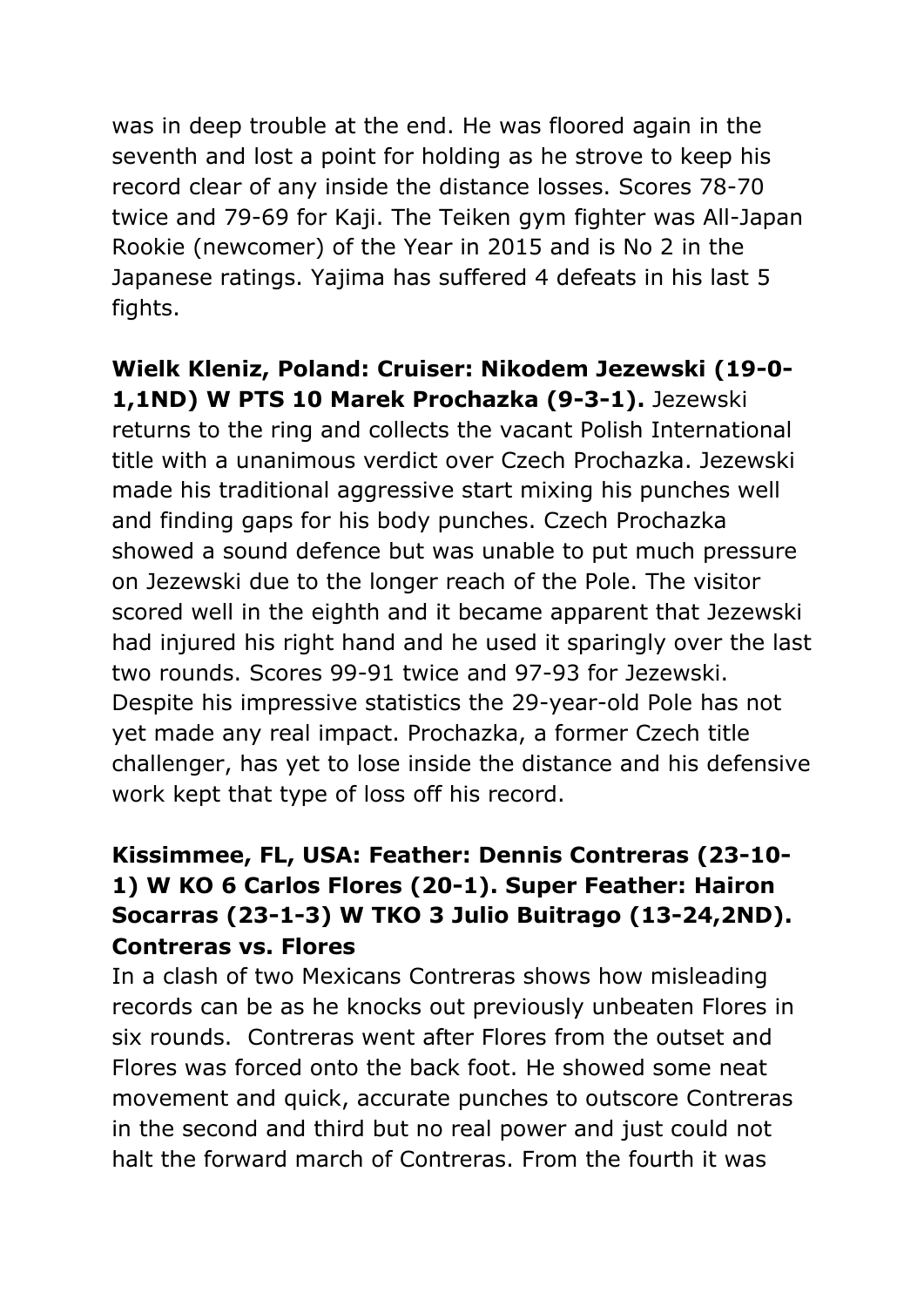was in deep trouble at the end. He was floored again in the seventh and lost a point for holding as he strove to keep his record clear of any inside the distance losses. Scores 78-70 twice and 79-69 for Kaji. The Teiken gym fighter was All-Japan Rookie (newcomer) of the Year in 2015 and is No 2 in the Japanese ratings. Yajima has suffered 4 defeats in his last 5 fights.

**Wielk Kleniz, Poland: Cruiser: Nikodem Jezewski (19-0-1,1ND) W PTS 10 Marek Prochazka (9-3-1).** Jezewski returns to the ring and collects the vacant Polish International title with a unanimous verdict over Czech Prochazka. Jezewski made his traditional aggressive start mixing his punches well and finding gaps for his body punches. Czech Prochazka showed a sound defence but was unable to put much pressure on Jezewski due to the longer reach of the Pole. The visitor scored well in the eighth and it became apparent that Jezewski had injured his right hand and he used it sparingly over the last two rounds. Scores 99-91 twice and 97-93 for Jezewski. Despite his impressive statistics the 29-year-old Pole has not yet made any real impact. Prochazka, a former Czech title challenger, has yet to lose inside the distance and his defensive work kept that type of loss off his record.

**Kissimmee, FL, USA: Feather: Dennis Contreras (23-10-1) W KO 6 Carlos Flores (20-1). Super Feather: Hairon Socarras (23-1-3) W TKO 3 Julio Buitrago (13-24,2ND).**
**Contreras vs. Flores**

In a clash of two Mexicans Contreras shows how misleading records can be as he knocks out previously unbeaten Flores in six rounds. Contreras went after Flores from the outset and Flores was forced onto the back foot. He showed some neat movement and quick, accurate punches to outscore Contreras in the second and third but no real power and just could not halt the forward march of Contreras. From the fourth it was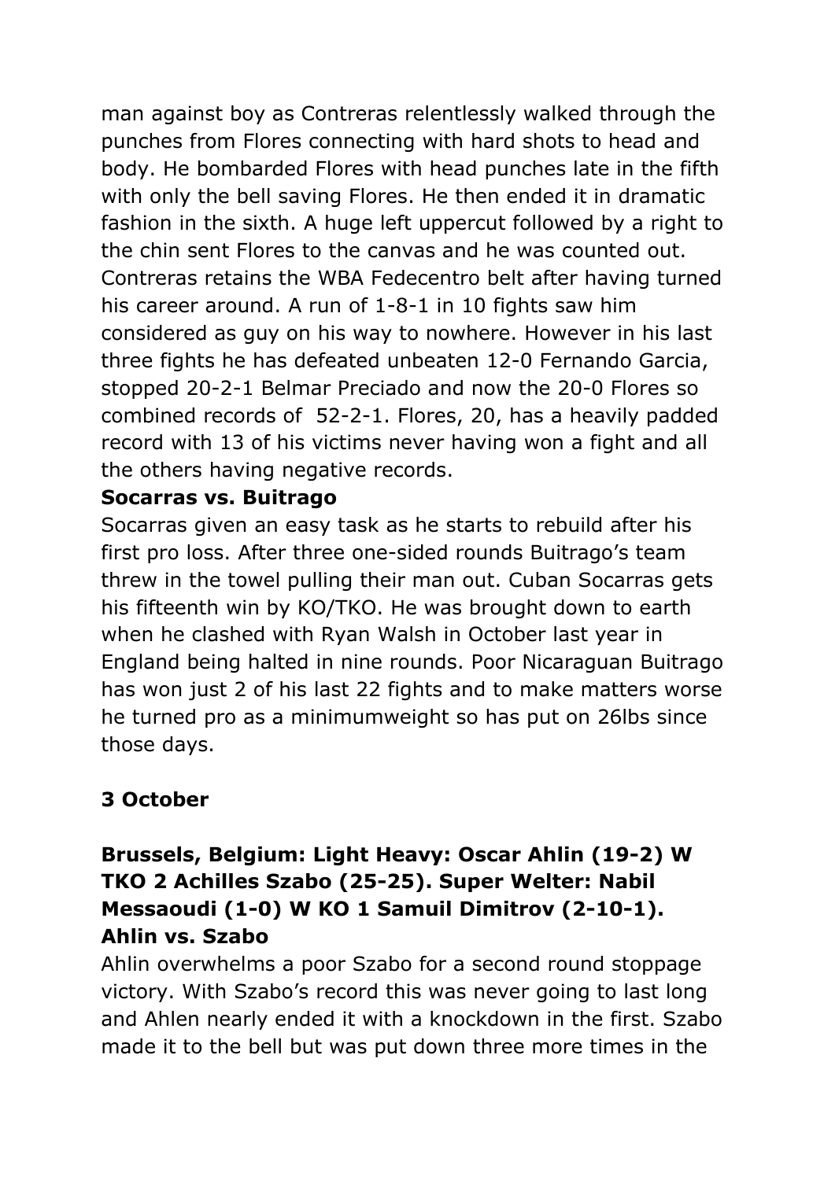man against boy as Contreras relentlessly walked through the punches from Flores connecting with hard shots to head and body. He bombarded Flores with head punches late in the fifth with only the bell saving Flores. He then ended it in dramatic fashion in the sixth. A huge left uppercut followed by a right to the chin sent Flores to the canvas and he was counted out. Contreras retains the WBA Fedecentro belt after having turned his career around. A run of 1-8-1 in 10 fights saw him considered as guy on his way to nowhere. However in his last three fights he has defeated unbeaten 12-0 Fernando Garcia, stopped 20-2-1 Belmar Preciado and now the 20-0 Flores so combined records of 52-2-1. Flores, 20, has a heavily padded record with 13 of his victims never having won a fight and all the others having negative records.

**Socarras vs. Buitrago**

Socarras given an easy task as he starts to rebuild after his first pro loss. After three one-sided rounds Buitrago's team threw in the towel pulling their man out. Cuban Socarras gets his fifteenth win by KO/TKO. He was brought down to earth when he clashed with Ryan Walsh in October last year in England being halted in nine rounds. Poor Nicaraguan Buitrago has won just 2 of his last 22 fights and to make matters worse he turned pro as a minimumweight so has put on 26lbs since those days.

**3 October**

**Brussels, Belgium: Light Heavy: Oscar Ahlin (19-2) W TKO 2 Achilles Szabo (25-25). Super Welter: Nabil Messaoudi (1-0) W KO 1 Samuil Dimitrov (2-10-1).**

**Ahlin vs. Szabo**

Ahlin overwhelms a poor Szabo for a second round stoppage victory. With Szabo's record this was never going to last long and Ahlen nearly ended it with a knockdown in the first. Szabo made it to the bell but was put down three more times in the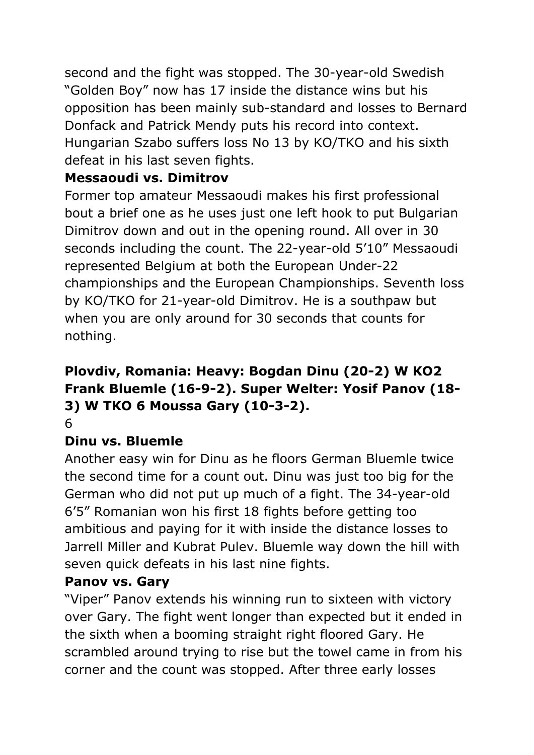second and the fight was stopped. The 30-year-old Swedish "Golden Boy" now has 17 inside the distance wins but his opposition has been mainly sub-standard and losses to Bernard Donfack and Patrick Mendy puts his record into context. Hungarian Szabo suffers loss No 13 by KO/TKO and his sixth defeat in his last seven fights.

**Messaoudi vs. Dimitrov**

Former top amateur Messaoudi makes his first professional bout a brief one as he uses just one left hook to put Bulgarian Dimitrov down and out in the opening round. All over in 30 seconds including the count. The 22-year-old 5'10" Messaoudi represented Belgium at both the European Under-22 championships and the European Championships. Seventh loss by KO/TKO for 21-year-old Dimitrov. He is a southpaw but when you are only around for 30 seconds that counts for nothing.

**Plovdiv, Romania: Heavy: Bogdan Dinu (20-2) W KO2 Frank Bluemle (16-9-2). Super Welter: Yosif Panov (18-3) W TKO 6 Moussa Gary (10-3-2).**

**Dinu vs. Bluemle**

Another easy win for Dinu as he floors German Bluemle twice the second time for a count out. Dinu was just too big for the German who did not put up much of a fight. The 34-year-old 6'5" Romanian won his first 18 fights before getting too ambitious and paying for it with inside the distance losses to Jarrell Miller and Kubrat Pulev. Bluemle way down the hill with seven quick defeats in his last nine fights.

**Panov vs. Gary**

"Viper" Panov extends his winning run to sixteen with victory over Gary. The fight went longer than expected but it ended in the sixth when a booming straight right floored Gary. He scrambled around trying to rise but the towel came in from his corner and the count was stopped. After three early losses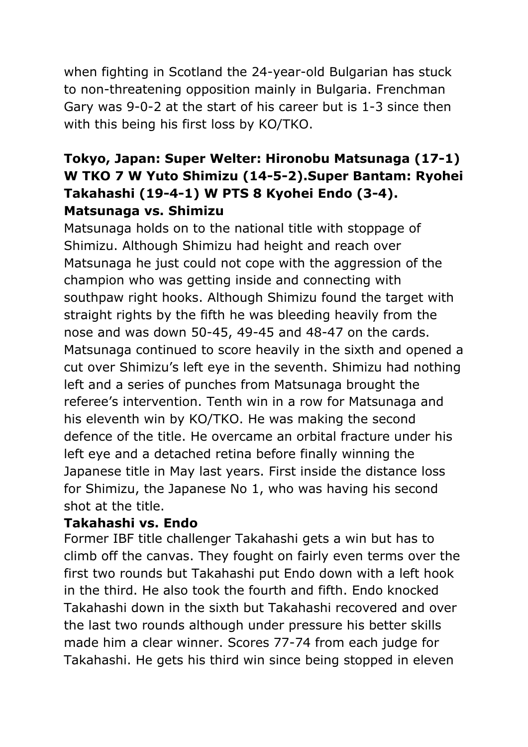when fighting in Scotland the 24-year-old Bulgarian has stuck to non-threatening opposition mainly in Bulgaria. Frenchman Gary was 9-0-2 at the start of his career but is 1-3 since then with this being his first loss by KO/TKO.

**Tokyo, Japan: Super Welter: Hironobu Matsunaga (17-1) W TKO 7 W Yuto Shimizu (14-5-2).Super Bantam: Ryohei Takahashi (19-4-1) W PTS 8 Kyohei Endo (3-4).**

**Matsunaga vs. Shimizu**

Matsunaga holds on to the national title with stoppage of Shimizu. Although Shimizu had height and reach over Matsunaga he just could not cope with the aggression of the champion who was getting inside and connecting with southpaw right hooks. Although Shimizu found the target with straight rights by the fifth he was bleeding heavily from the nose and was down 50-45, 49-45 and 48-47 on the cards. Matsunaga continued to score heavily in the sixth and opened a cut over Shimizu's left eye in the seventh. Shimizu had nothing left and a series of punches from Matsunaga brought the referee's intervention. Tenth win in a row for Matsunaga and his eleventh win by KO/TKO. He was making the second defence of the title. He overcame an orbital fracture under his left eye and a detached retina before finally winning the Japanese title in May last years. First inside the distance loss for Shimizu, the Japanese No 1, who was having his second shot at the title.

**Takahashi vs. Endo**

Former IBF title challenger Takahashi gets a win but has to climb off the canvas. They fought on fairly even terms over the first two rounds but Takahashi put Endo down with a left hook in the third. He also took the fourth and fifth. Endo knocked Takahashi down in the sixth but Takahashi recovered and over the last two rounds although under pressure his better skills made him a clear winner. Scores 77-74 from each judge for Takahashi. He gets his third win since being stopped in eleven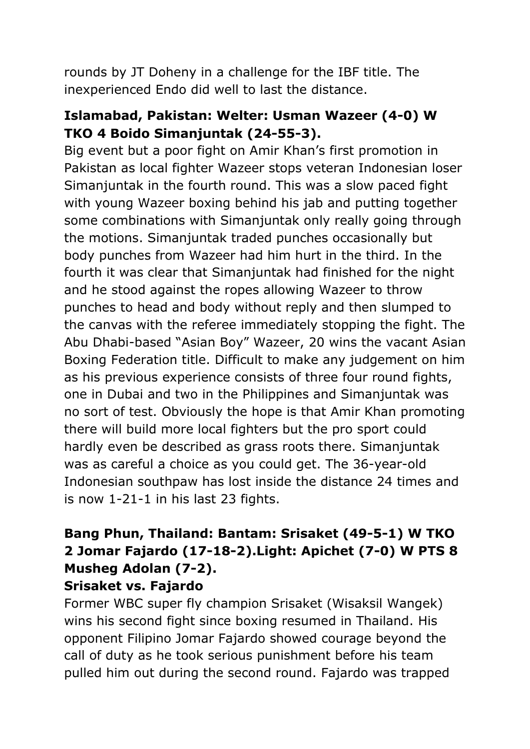rounds by JT Doheny in a challenge for the IBF title. The inexperienced Endo did well to last the distance.

**Islamabad, Pakistan: Welter: Usman Wazeer (4-0) W TKO 4 Boido Simanjuntak (24-55-3).**

Big event but a poor fight on Amir Khan's first promotion in Pakistan as local fighter Wazeer stops veteran Indonesian loser Simanjuntak in the fourth round. This was a slow paced fight with young Wazeer boxing behind his jab and putting together some combinations with Simanjuntak only really going through the motions. Simanjuntak traded punches occasionally but body punches from Wazeer had him hurt in the third. In the fourth it was clear that Simanjuntak had finished for the night and he stood against the ropes allowing Wazeer to throw punches to head and body without reply and then slumped to the canvas with the referee immediately stopping the fight. The Abu Dhabi-based "Asian Boy" Wazeer, 20 wins the vacant Asian Boxing Federation title. Difficult to make any judgement on him as his previous experience consists of three four round fights, one in Dubai and two in the Philippines and Simanjuntak was no sort of test. Obviously the hope is that Amir Khan promoting there will build more local fighters but the pro sport could hardly even be described as grass roots there. Simanjuntak was as careful a choice as you could get. The 36-year-old Indonesian southpaw has lost inside the distance 24 times and is now 1-21-1 in his last 23 fights.

**Bang Phun, Thailand: Bantam: Srisaket (49-5-1) W TKO 2 Jomar Fajardo (17-18-2).Light: Apichet (7-0) W PTS 8 Musheg Adolan (7-2).**

**Srisaket vs. Fajardo**

Former WBC super fly champion Srisaket (Wisaksil Wangek) wins his second fight since boxing resumed in Thailand. His opponent Filipino Jomar Fajardo showed courage beyond the call of duty as he took serious punishment before his team pulled him out during the second round. Fajardo was trapped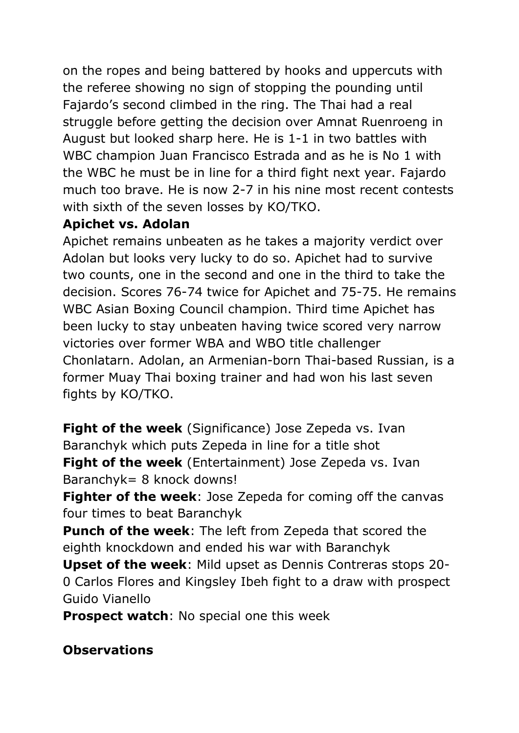on the ropes and being battered by hooks and uppercuts with the referee showing no sign of stopping the pounding until Fajardo's second climbed in the ring. The Thai had a real struggle before getting the decision over Amnat Ruenroeng in August but looked sharp here. He is 1-1 in two battles with WBC champion Juan Francisco Estrada and as he is No 1 with the WBC he must be in line for a third fight next year. Fajardo much too brave. He is now 2-7 in his nine most recent contests with sixth of the seven losses by KO/TKO.

**Apichet vs. Adolan**

Apichet remains unbeaten as he takes a majority verdict over Adolan but looks very lucky to do so. Apichet had to survive two counts, one in the second and one in the third to take the decision. Scores 76-74 twice for Apichet and 75-75. He remains WBC Asian Boxing Council champion. Third time Apichet has been lucky to stay unbeaten having twice scored very narrow victories over former WBA and WBO title challenger Chonlatarn. Adolan, an Armenian-born Thai-based Russian, is a former Muay Thai boxing trainer and had won his last seven fights by KO/TKO.

**Fight of the week** (Significance) Jose Zepeda vs. Ivan Baranchyk which puts Zepeda in line for a title shot

**Fight of the week** (Entertainment) Jose Zepeda vs. Ivan Baranchyk= 8 knock downs!

**Fighter of the week**: Jose Zepeda for coming off the canvas four times to beat Baranchyk

**Punch of the week**: The left from Zepeda that scored the eighth knockdown and ended his war with Baranchyk

**Upset of the week**: Mild upset as Dennis Contreras stops 20-0 Carlos Flores and Kingsley Ibeh fight to a draw with prospect Guido Vianello

**Prospect watch**: No special one this week

**Observations**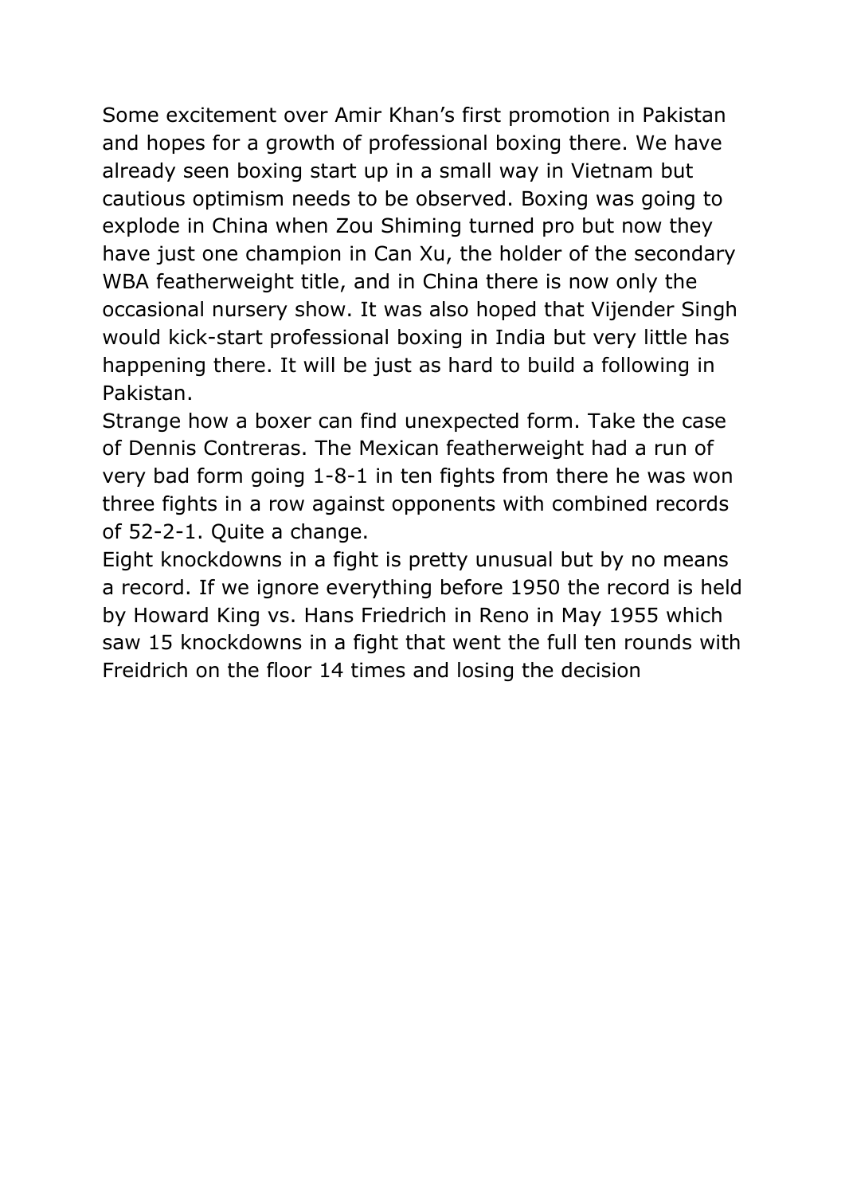Some excitement over Amir Khan's first promotion in Pakistan and hopes for a growth of professional boxing there. We have already seen boxing start up in a small way in Vietnam but cautious optimism needs to be observed. Boxing was going to explode in China when Zou Shiming turned pro but now they have just one champion in Can Xu, the holder of the secondary WBA featherweight title, and in China there is now only the occasional nursery show. It was also hoped that Vijender Singh would kick-start professional boxing in India but very little has happening there. It will be just as hard to build a following in Pakistan.

Strange how a boxer can find unexpected form. Take the case of Dennis Contreras. The Mexican featherweight had a run of very bad form going 1-8-1 in ten fights from there he was won three fights in a row against opponents with combined records of 52-2-1. Quite a change.

Eight knockdowns in a fight is pretty unusual but by no means a record. If we ignore everything before 1950 the record is held by Howard King vs. Hans Friedrich in Reno in May 1955 which saw 15 knockdowns in a fight that went the full ten rounds with Freidrich on the floor 14 times and losing the decision